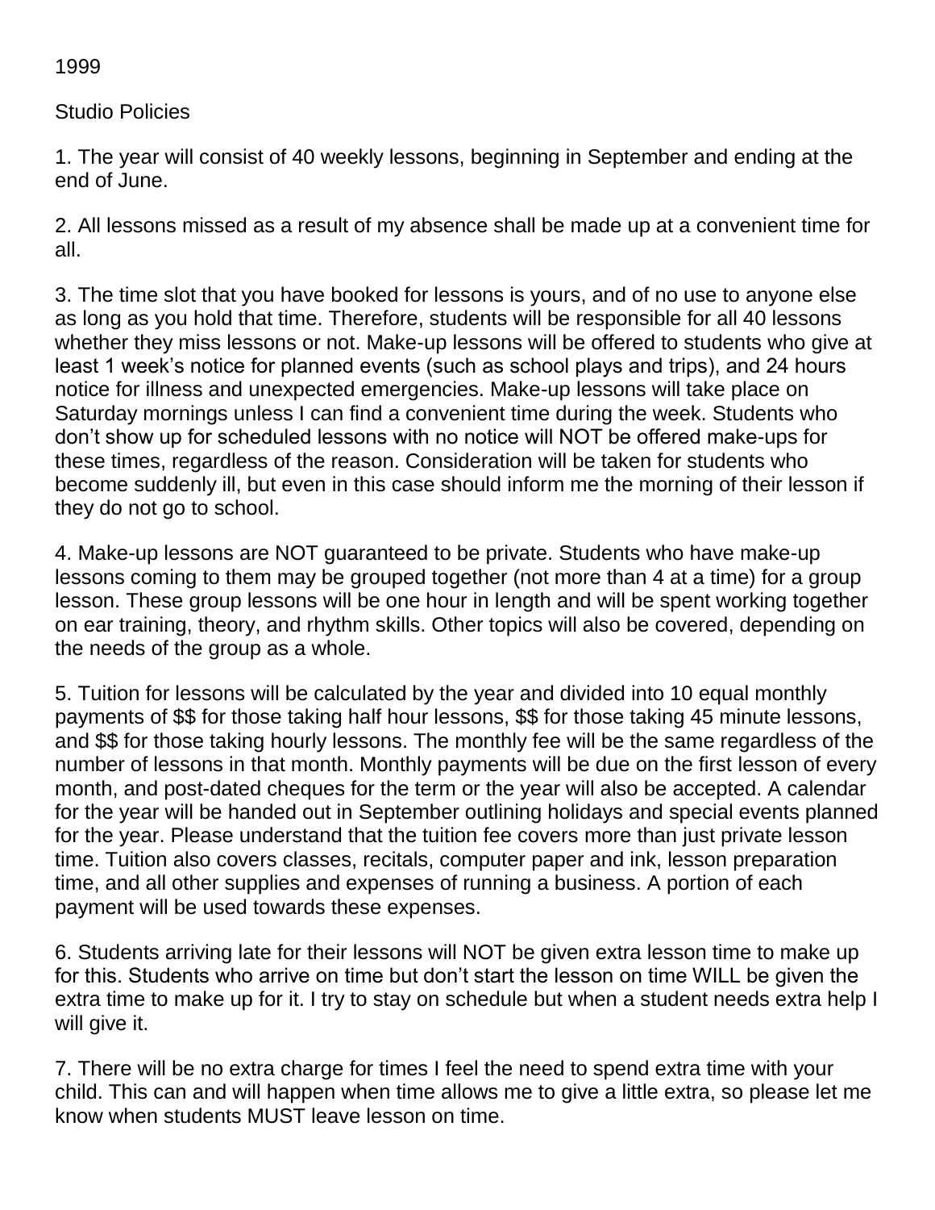1999

Studio Policies

1. The year will consist of 40 weekly lessons, beginning in September and ending at the end of June.

2. All lessons missed as a result of my absence shall be made up at a convenient time for all.

3. The time slot that you have booked for lessons is yours, and of no use to anyone else as long as you hold that time. Therefore, students will be responsible for all 40 lessons whether they miss lessons or not. Make-up lessons will be offered to students who give at least 1 week's notice for planned events (such as school plays and trips), and 24 hours notice for illness and unexpected emergencies. Make-up lessons will take place on Saturday mornings unless I can find a convenient time during the week. Students who don't show up for scheduled lessons with no notice will NOT be offered make-ups for these times, regardless of the reason. Consideration will be taken for students who become suddenly ill, but even in this case should inform me the morning of their lesson if they do not go to school.

4. Make-up lessons are NOT guaranteed to be private. Students who have make-up lessons coming to them may be grouped together (not more than 4 at a time) for a group lesson. These group lessons will be one hour in length and will be spent working together on ear training, theory, and rhythm skills. Other topics will also be covered, depending on the needs of the group as a whole.

5. Tuition for lessons will be calculated by the year and divided into 10 equal monthly payments of $$ for those taking half hour lessons, $$ for those taking 45 minute lessons, and $$ for those taking hourly lessons. The monthly fee will be the same regardless of the number of lessons in that month. Monthly payments will be due on the first lesson of every month, and post-dated cheques for the term or the year will also be accepted. A calendar for the year will be handed out in September outlining holidays and special events planned for the year. Please understand that the tuition fee covers more than just private lesson time. Tuition also covers classes, recitals, computer paper and ink, lesson preparation time, and all other supplies and expenses of running a business. A portion of each payment will be used towards these expenses.

6. Students arriving late for their lessons will NOT be given extra lesson time to make up for this. Students who arrive on time but don't start the lesson on time WILL be given the extra time to make up for it. I try to stay on schedule but when a student needs extra help I will give it.

7. There will be no extra charge for times I feel the need to spend extra time with your child. This can and will happen when time allows me to give a little extra, so please let me know when students MUST leave lesson on time.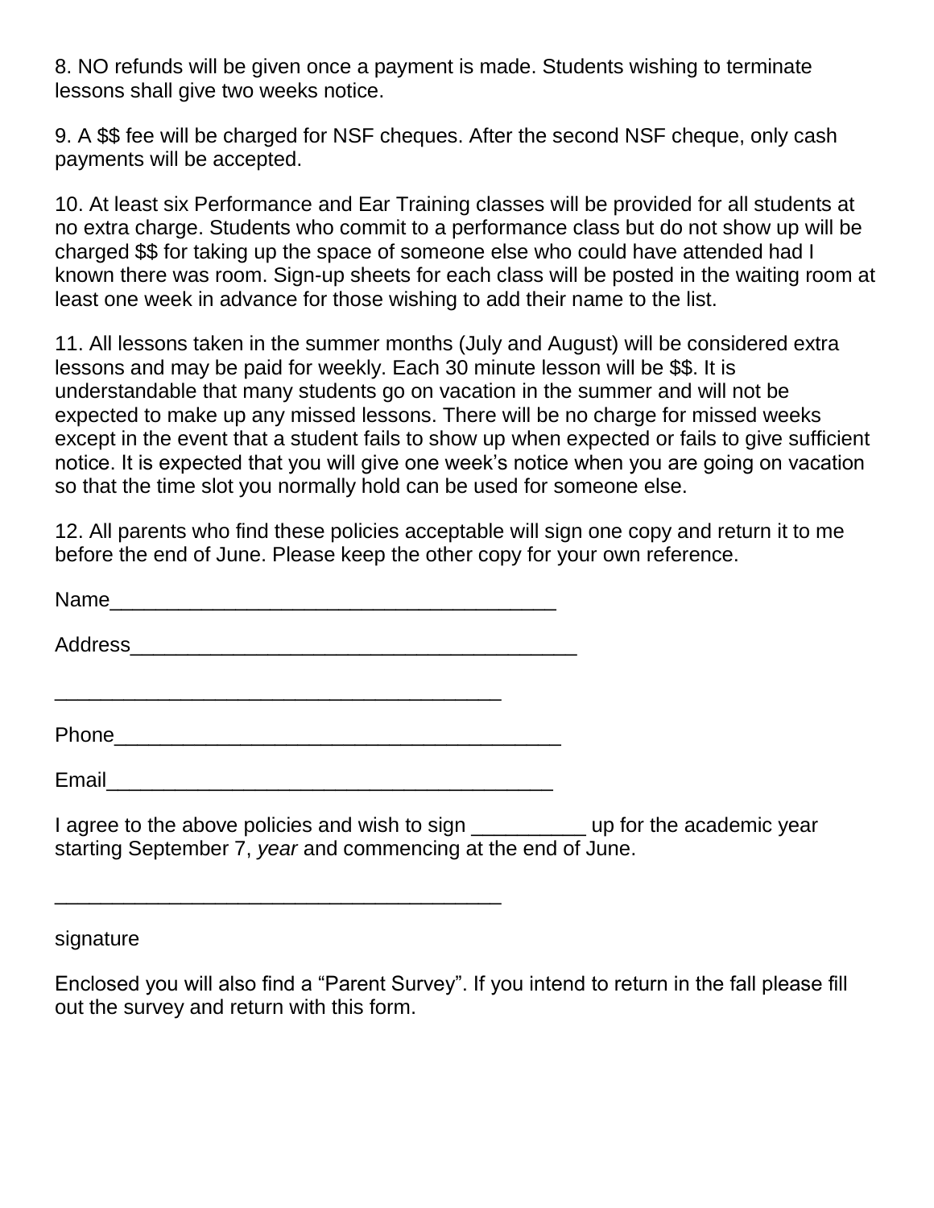8. NO refunds will be given once a payment is made. Students wishing to terminate lessons shall give two weeks notice.

9. A $$ fee will be charged for NSF cheques. After the second NSF cheque, only cash payments will be accepted.

10. At least six Performance and Ear Training classes will be provided for all students at no extra charge. Students who commit to a performance class but do not show up will be charged $$ for taking up the space of someone else who could have attended had I known there was room. Sign-up sheets for each class will be posted in the waiting room at least one week in advance for those wishing to add their name to the list.

11. All lessons taken in the summer months (July and August) will be considered extra lessons and may be paid for weekly. Each 30 minute lesson will be $$. It is understandable that many students go on vacation in the summer and will not be expected to make up any missed lessons. There will be no charge for missed weeks except in the event that a student fails to show up when expected or fails to give sufficient notice. It is expected that you will give one week's notice when you are going on vacation so that the time slot you normally hold can be used for someone else.

12. All parents who find these policies acceptable will sign one copy and return it to me before the end of June. Please keep the other copy for your own reference.

Name_______________________________________

Address_______________________________________

_______________________________________

Phone_______________________________________

Email_______________________________________

I agree to the above policies and wish to sign __________ up for the academic year starting September 7, *year* and commencing at the end of June.

_______________________________________

signature

Enclosed you will also find a "Parent Survey". If you intend to return in the fall please fill out the survey and return with this form.